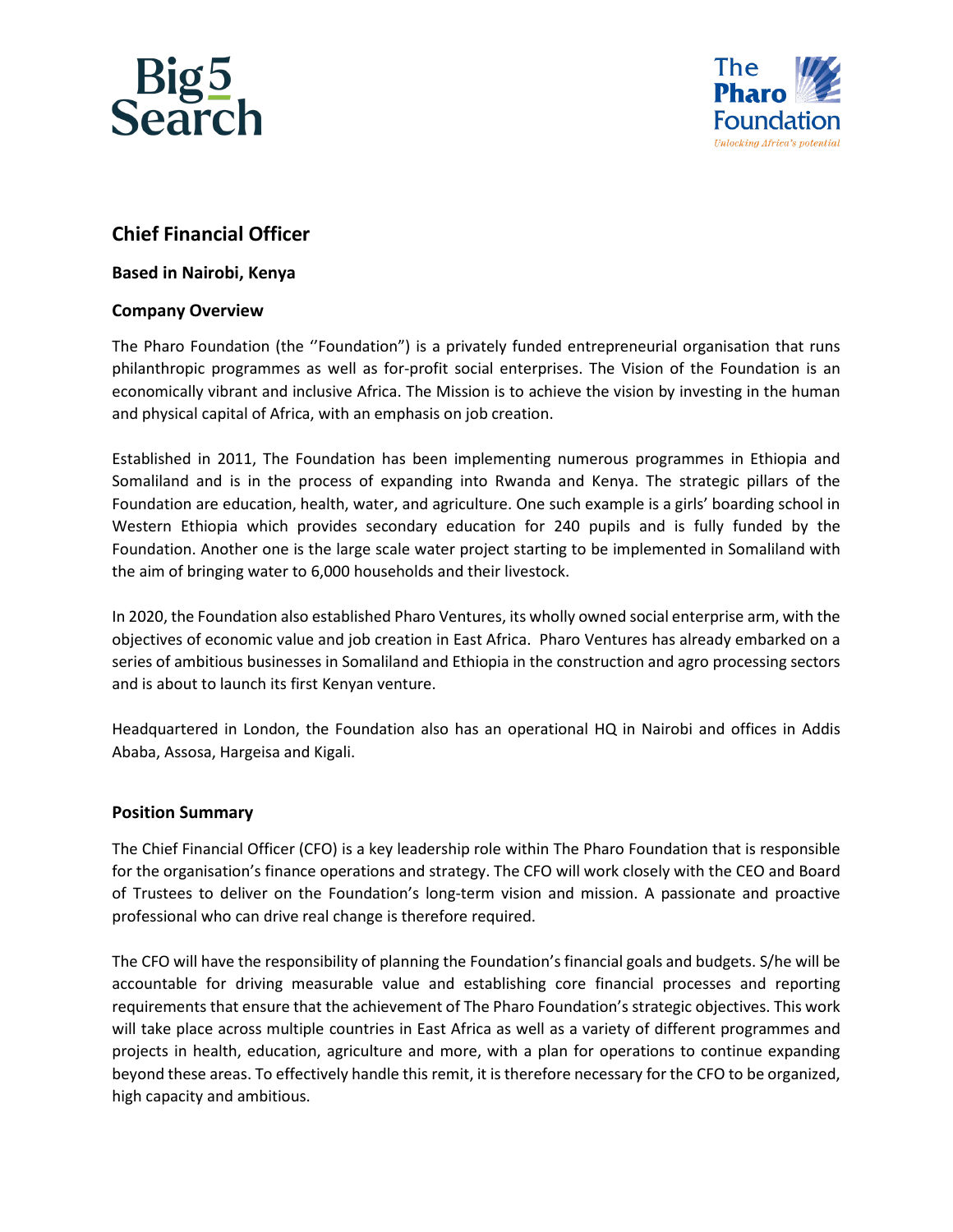# Chief Financial Officer

**Based in Nairobi, Kenya**

## Company Overview

The Pharo Foundation (the ''Foundation") is a privately funded entrepreneurial organisation that runs philanthropic programmes as well as for-profit social enterprises. The Vision of the Foundation is an economically vibrant and inclusive Africa. The Mission is to achieve the vision by investing in the human and physical capital of Africa, with an emphasis on job creation.

Established in 2011, The Foundation has been implementing numerous programmes in Ethiopia and Somaliland and is in the process of expanding into Rwanda and Kenya. The strategic pillars of the Foundation are education, health, water, and agriculture. One such example is a girls' boarding school in Western Ethiopia which provides secondary education for 240 pupils and is fully funded by the Foundation. Another one is the large scale water project starting to be implemented in Somaliland with the aim of bringing water to 6,000 households and their livestock.

In 2020, the Foundation also established Pharo Ventures, its wholly owned social enterprise arm, with the objectives of economic value and job creation in East Africa. Pharo Ventures has already embarked on a series of ambitious businesses in Somaliland and Ethiopia in the construction and agro processing sectors and is about to launch its first Kenyan venture.

Headquartered in London, the Foundation also has an operational HQ in Nairobi and offices in Addis Ababa, Assosa, Hargeisa and Kigali.

## Position Summary

The Chief Financial Officer (CFO) is a key leadership role within The Pharo Foundation that is responsible for the organisation's finance operations and strategy. The CFO will work closely with the CEO and Board of Trustees to deliver on the Foundation's long-term vision and mission. A passionate and proactive professional who can drive real change is therefore required.

The CFO will have the responsibility of planning the Foundation's financial goals and budgets. S/he will be accountable for driving measurable value and establishing core financial processes and reporting requirements that ensure that the achievement of The Pharo Foundation's strategic objectives. This work will take place across multiple countries in East Africa as well as a variety of different programmes and projects in health, education, agriculture and more, with a plan for operations to continue expanding beyond these areas. To effectively handle this remit, it is therefore necessary for the CFO to be organized, high capacity and ambitious.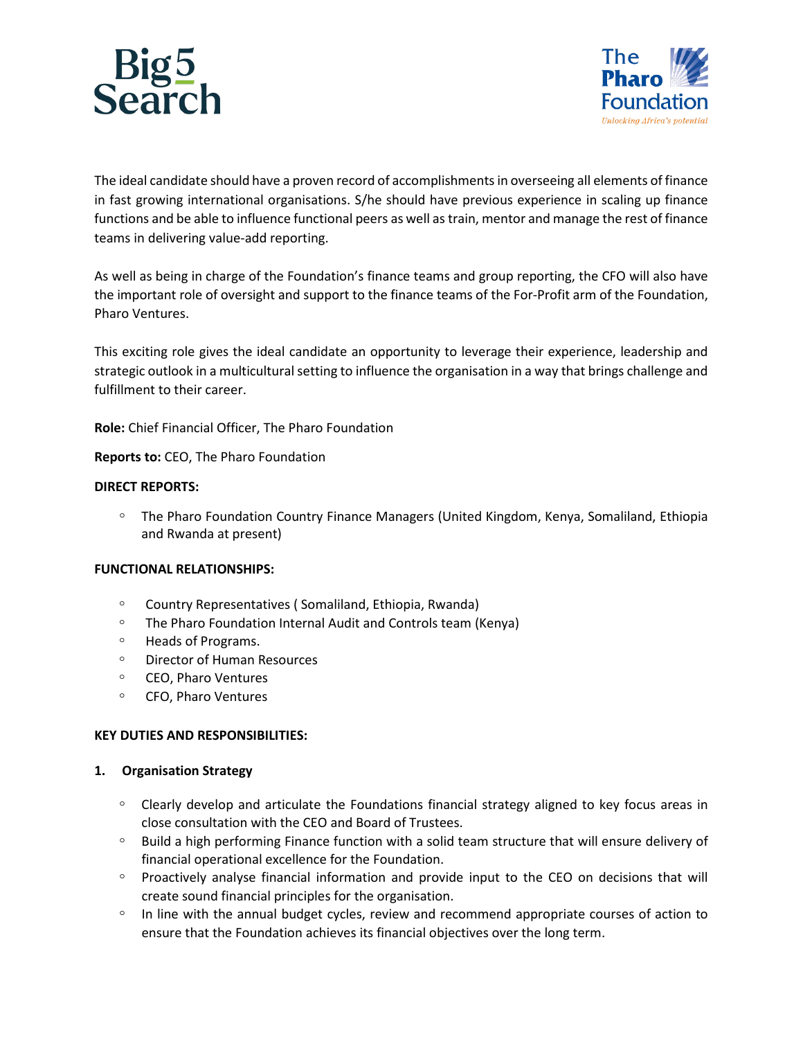The ideal candidate should have a proven record of accomplishments in overseeing all elements of finance in fast growing international organisations. S/he should have previous experience in scaling up finance functions and be able to influence functional peers as well as train, mentor and manage the rest of finance teams in delivering value-add reporting.

As well as being in charge of the Foundation's finance teams and group reporting, the CFO will also have the important role of oversight and support to the finance teams of the For-Profit arm of the Foundation, Pharo Ventures.

This exciting role gives the ideal candidate an opportunity to leverage their experience, leadership and strategic outlook in a multicultural setting to influence the organisation in a way that brings challenge and fulfillment to their career.

**Role:** Chief Financial Officer, The Pharo Foundation

**Reports to:** CEO, The Pharo Foundation

**DIRECT REPORTS:**

- The Pharo Foundation Country Finance Managers (United Kingdom, Kenya, Somaliland, Ethiopia and Rwanda at present)

**FUNCTIONAL RELATIONSHIPS:**

- Country Representatives ( Somaliland, Ethiopia, Rwanda)
- The Pharo Foundation Internal Audit and Controls team (Kenya)
- Heads of Programs.
- Director of Human Resources
- CEO, Pharo Ventures
- CFO, Pharo Ventures

**KEY DUTIES AND RESPONSIBILITIES:**

**1. Organisation Strategy**

- Clearly develop and articulate the Foundations financial strategy aligned to key focus areas in close consultation with the CEO and Board of Trustees.
- Build a high performing Finance function with a solid team structure that will ensure delivery of financial operational excellence for the Foundation.
- Proactively analyse financial information and provide input to the CEO on decisions that will create sound financial principles for the organisation.
- In line with the annual budget cycles, review and recommend appropriate courses of action to ensure that the Foundation achieves its financial objectives over the long term.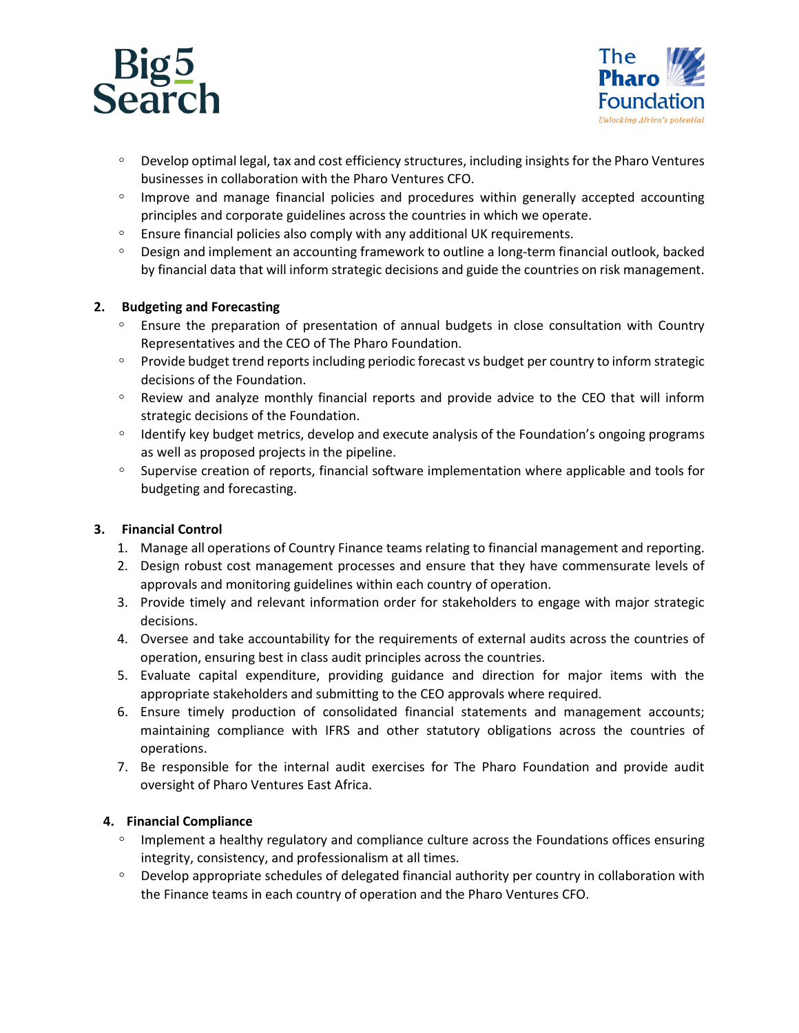- Develop optimal legal, tax and cost efficiency structures, including insights for the Pharo Ventures businesses in collaboration with the Pharo Ventures CFO.
- Improve and manage financial policies and procedures within generally accepted accounting principles and corporate guidelines across the countries in which we operate.
- Ensure financial policies also comply with any additional UK requirements.
- Design and implement an accounting framework to outline a long-term financial outlook, backed by financial data that will inform strategic decisions and guide the countries on risk management.

**2. Budgeting and Forecasting**

- Ensure the preparation of presentation of annual budgets in close consultation with Country Representatives and the CEO of The Pharo Foundation.
- Provide budget trend reports including periodic forecast vs budget per country to inform strategic decisions of the Foundation.
- Review and analyze monthly financial reports and provide advice to the CEO that will inform strategic decisions of the Foundation.
- Identify key budget metrics, develop and execute analysis of the Foundation's ongoing programs as well as proposed projects in the pipeline.
- Supervise creation of reports, financial software implementation where applicable and tools for budgeting and forecasting.

**3. Financial Control**

1. Manage all operations of Country Finance teams relating to financial management and reporting.
2. Design robust cost management processes and ensure that they have commensurate levels of approvals and monitoring guidelines within each country of operation.
3. Provide timely and relevant information order for stakeholders to engage with major strategic decisions.
4. Oversee and take accountability for the requirements of external audits across the countries of operation, ensuring best in class audit principles across the countries.
5. Evaluate capital expenditure, providing guidance and direction for major items with the appropriate stakeholders and submitting to the CEO approvals where required.
6. Ensure timely production of consolidated financial statements and management accounts; maintaining compliance with IFRS and other statutory obligations across the countries of operations.
7. Be responsible for the internal audit exercises for The Pharo Foundation and provide audit oversight of Pharo Ventures East Africa.

**4. Financial Compliance**

- Implement a healthy regulatory and compliance culture across the Foundations offices ensuring integrity, consistency, and professionalism at all times.
- Develop appropriate schedules of delegated financial authority per country in collaboration with the Finance teams in each country of operation and the Pharo Ventures CFO.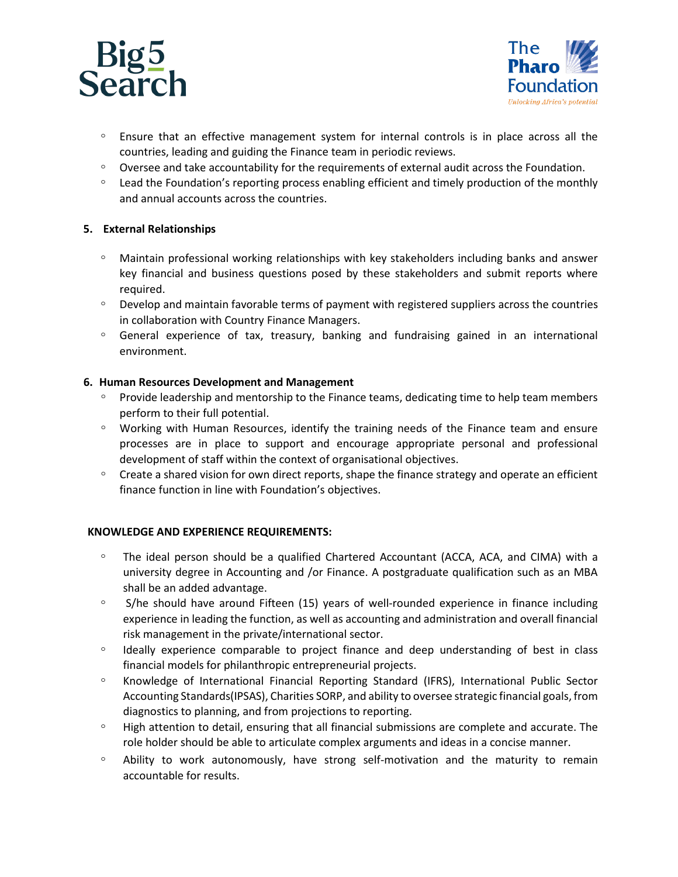- Ensure that an effective management system for internal controls is in place across all the countries, leading and guiding the Finance team in periodic reviews.
- Oversee and take accountability for the requirements of external audit across the Foundation.
- Lead the Foundation's reporting process enabling efficient and timely production of the monthly and annual accounts across the countries.

**5. External Relationships**

- Maintain professional working relationships with key stakeholders including banks and answer key financial and business questions posed by these stakeholders and submit reports where required.
- Develop and maintain favorable terms of payment with registered suppliers across the countries in collaboration with Country Finance Managers.
- General experience of tax, treasury, banking and fundraising gained in an international environment.

**6. Human Resources Development and Management**

- Provide leadership and mentorship to the Finance teams, dedicating time to help team members perform to their full potential.
- Working with Human Resources, identify the training needs of the Finance team and ensure processes are in place to support and encourage appropriate personal and professional development of staff within the context of organisational objectives.
- Create a shared vision for own direct reports, shape the finance strategy and operate an efficient finance function in line with Foundation's objectives.

**KNOWLEDGE AND EXPERIENCE REQUIREMENTS:**

- The ideal person should be a qualified Chartered Accountant (ACCA, ACA, and CIMA) with a university degree in Accounting and /or Finance. A postgraduate qualification such as an MBA shall be an added advantage.
- S/he should have around Fifteen (15) years of well-rounded experience in finance including experience in leading the function, as well as accounting and administration and overall financial risk management in the private/international sector.
- Ideally experience comparable to project finance and deep understanding of best in class financial models for philanthropic entrepreneurial projects.
- Knowledge of International Financial Reporting Standard (IFRS), International Public Sector Accounting Standards(IPSAS), Charities SORP, and ability to oversee strategic financial goals, from diagnostics to planning, and from projections to reporting.
- High attention to detail, ensuring that all financial submissions are complete and accurate. The role holder should be able to articulate complex arguments and ideas in a concise manner.
- Ability to work autonomously, have strong self-motivation and the maturity to remain accountable for results.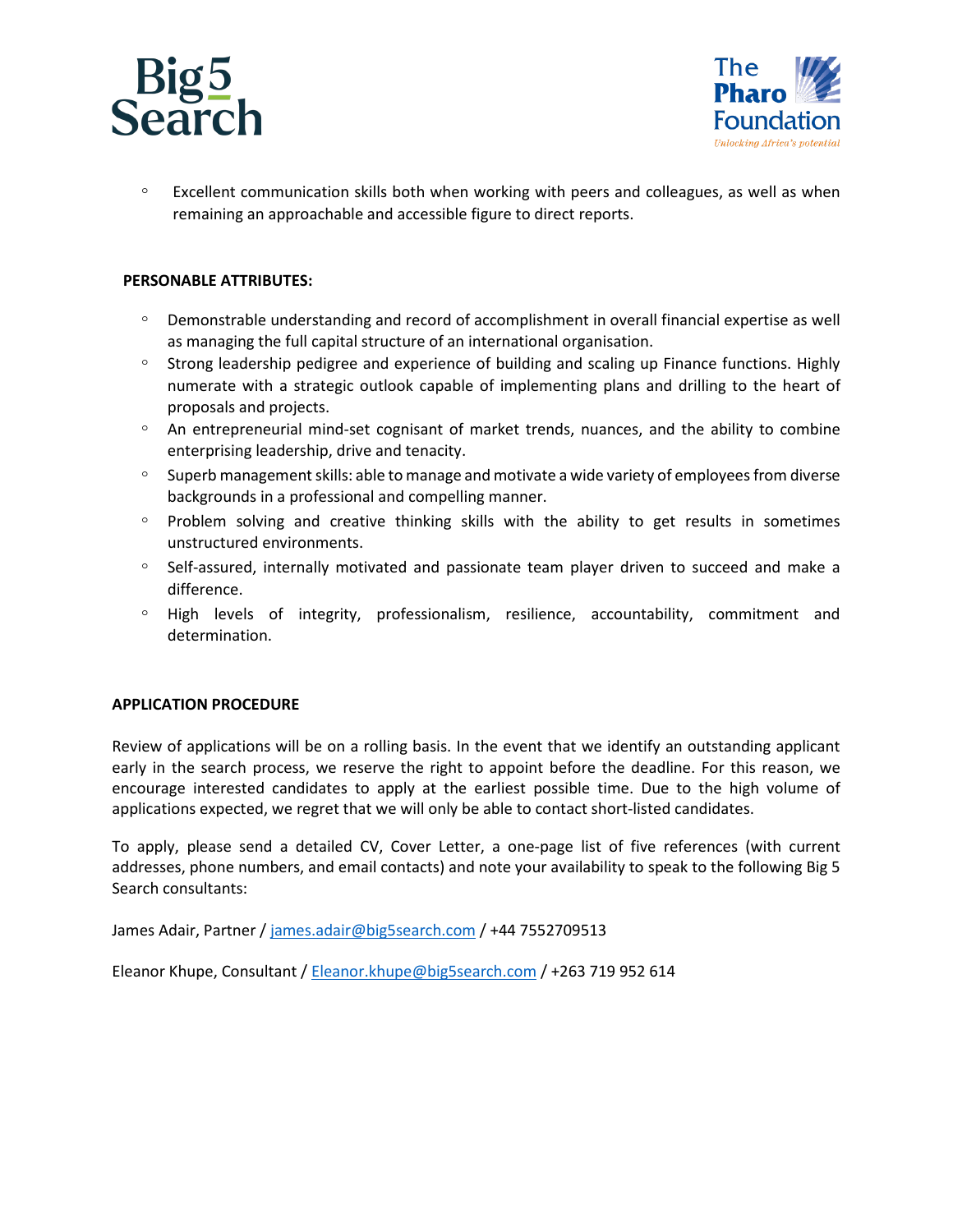- Excellent communication skills both when working with peers and colleagues, as well as when remaining an approachable and accessible figure to direct reports.

**PERSONABLE ATTRIBUTES:**

- Demonstrable understanding and record of accomplishment in overall financial expertise as well as managing the full capital structure of an international organisation.
- Strong leadership pedigree and experience of building and scaling up Finance functions. Highly numerate with a strategic outlook capable of implementing plans and drilling to the heart of proposals and projects.
- An entrepreneurial mind-set cognisant of market trends, nuances, and the ability to combine enterprising leadership, drive and tenacity.
- Superb management skills: able to manage and motivate a wide variety of employees from diverse backgrounds in a professional and compelling manner.
- Problem solving and creative thinking skills with the ability to get results in sometimes unstructured environments.
- Self-assured, internally motivated and passionate team player driven to succeed and make a difference.
- High levels of integrity, professionalism, resilience, accountability, commitment and determination.

**APPLICATION PROCEDURE**

Review of applications will be on a rolling basis. In the event that we identify an outstanding applicant early in the search process, we reserve the right to appoint before the deadline. For this reason, we encourage interested candidates to apply at the earliest possible time. Due to the high volume of applications expected, we regret that we will only be able to contact short-listed candidates.

To apply, please send a detailed CV, Cover Letter, a one-page list of five references (with current addresses, phone numbers, and email contacts) and note your availability to speak to the following Big 5 Search consultants:

James Adair, Partner / james.adair@big5search.com / +44 7552709513

Eleanor Khupe, Consultant / Eleanor.khupe@big5search.com / +263 719 952 614